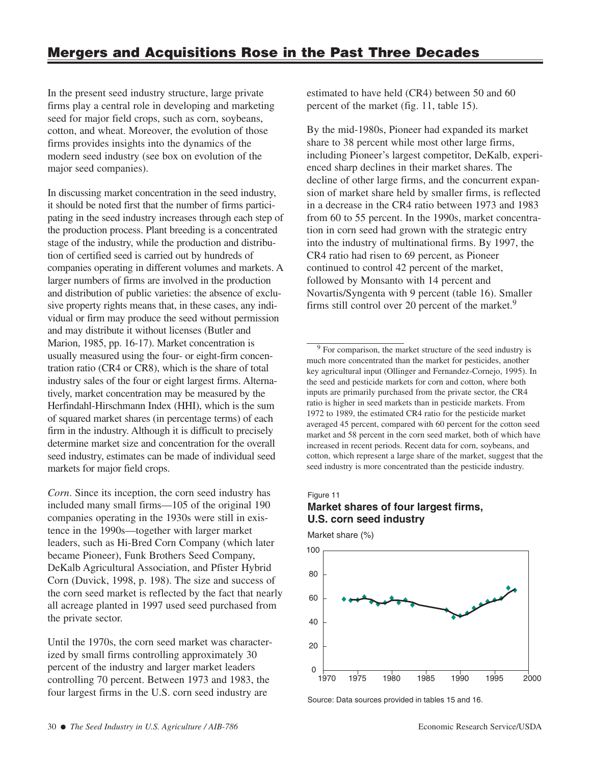## Mergers and Acquisitions Rose in the Past Three Decades

In the present seed industry structure, large private firms play a central role in developing and marketing seed for major field crops, such as corn, soybeans, cotton, and wheat. Moreover, the evolution of those firms provides insights into the dynamics of the modern seed industry (see box on evolution of the major seed companies).

In discussing market concentration in the seed industry, it should be noted first that the number of firms participating in the seed industry increases through each step of the production process. Plant breeding is a concentrated stage of the industry, while the production and distribution of certified seed is carried out by hundreds of companies operating in different volumes and markets. A larger numbers of firms are involved in the production and distribution of public varieties: the absence of exclusive property rights means that, in these cases, any individual or firm may produce the seed without permission and may distribute it without licenses (Butler and Marion, 1985, pp. 16-17). Market concentration is usually measured using the four- or eight-firm concentration ratio (CR4 or CR8), which is the share of total industry sales of the four or eight largest firms. Alternatively, market concentration may be measured by the Herfindahl-Hirschmann Index (HHI), which is the sum of squared market shares (in percentage terms) of each firm in the industry. Although it is difficult to precisely determine market size and concentration for the overall seed industry, estimates can be made of individual seed markets for major field crops.

*Corn*. Since its inception, the corn seed industry has included many small firms—105 of the original 190 companies operating in the 1930s were still in existence in the 1990s—together with larger market leaders, such as Hi-Bred Corn Company (which later became Pioneer), Funk Brothers Seed Company, DeKalb Agricultural Association, and Pfister Hybrid Corn (Duvick, 1998, p. 198). The size and success of the corn seed market is reflected by the fact that nearly all acreage planted in 1997 used seed purchased from the private sector.

Until the 1970s, the corn seed market was characterized by small firms controlling approximately 30 percent of the industry and larger market leaders controlling 70 percent. Between 1973 and 1983, the four largest firms in the U.S. corn seed industry are estimated to have held (CR4) between 50 and 60 percent of the market (fig. 11, table 15).

By the mid-1980s, Pioneer had expanded its market share to 38 percent while most other large firms, including Pioneer's largest competitor, DeKalb, experienced sharp declines in their market shares. The decline of other large firms, and the concurrent expansion of market share held by smaller firms, is reflected in a decrease in the CR4 ratio between 1973 and 1983 from 60 to 55 percent. In the 1990s, market concentration in corn seed had grown with the strategic entry into the industry of multinational firms. By 1997, the CR4 ratio had risen to 69 percent, as Pioneer continued to control 42 percent of the market, followed by Monsanto with 14 percent and Novartis/Syngenta with 9 percent (table 16). Smaller firms still control over 20 percent of the market.[9]

[9] For comparison, the market structure of the seed industry is much more concentrated than the market for pesticides, another key agricultural input (Ollinger and Fernandez-Cornejo, 1995). In the seed and pesticide markets for corn and cotton, where both inputs are primarily purchased from the private sector, the CR4 ratio is higher in seed markets than in pesticide markets. From 1972 to 1989, the estimated CR4 ratio for the pesticide market averaged 45 percent, compared with 60 percent for the cotton seed market and 58 percent in the corn seed market, both of which have increased in recent periods. Recent data for corn, soybeans, and cotton, which represent a large share of the market, suggest that the seed industry is more concentrated than the pesticide industry.

Figure 11
**Market shares of four largest firms, U.S. corn seed industry**

Market share (%)

Source: Data sources provided in tables 15 and 16.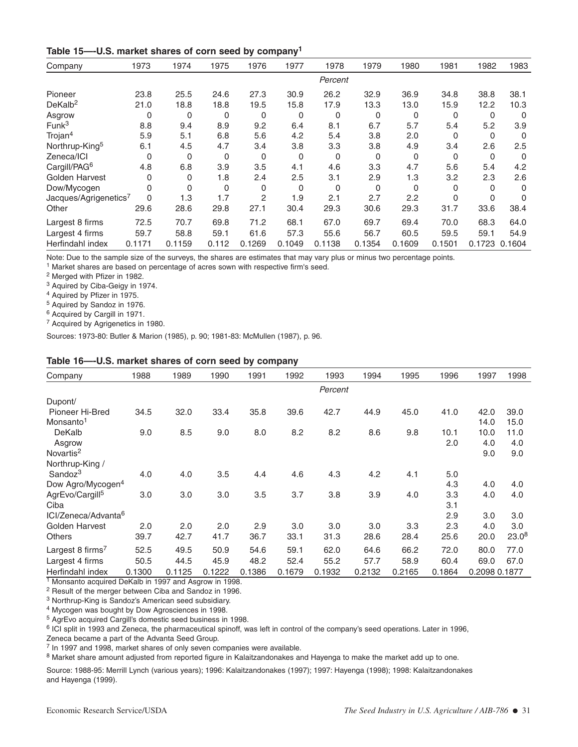**Table 15—-U.S. market shares of corn seed by company[1]**

| Company | 1973 | 1974 | 1975 | 1976 | 1977 | 1978 | 1979 | 1980 | 1981 | 1982 | 1983 |
|---|---|---|---|---|---|---|---|---|---|---|---|
| | | | | | | *Percent* | | | | | |
| Pioneer | 23.8 | 25.5 | 24.6 | 27.3 | 30.9 | 26.2 | 32.9 | 36.9 | 34.8 | 38.8 | 38.1 |
| DeKalb[2] | 21.0 | 18.8 | 18.8 | 19.5 | 15.8 | 17.9 | 13.3 | 13.0 | 15.9 | 12.2 | 10.3 |
| Asgrow | 0 | 0 | 0 | 0 | 0 | 0 | 0 | 0 | 0 | 0 | 0 |
| Funk[3] | 8.8 | 9.4 | 8.9 | 9.2 | 6.4 | 8.1 | 6.7 | 5.7 | 5.4 | 5.2 | 3.9 |
| Trojan[4] | 5.9 | 5.1 | 6.8 | 5.6 | 4.2 | 5.4 | 3.8 | 2.0 | 0 | 0 | 0 |
| Northrup-King[5] | 6.1 | 4.5 | 4.7 | 3.4 | 3.8 | 3.3 | 3.8 | 4.9 | 3.4 | 2.6 | 2.5 |
| Zeneca/ICI | 0 | 0 | 0 | 0 | 0 | 0 | 0 | 0 | 0 | 0 | 0 |
| Cargill/PAG[6] | 4.8 | 6.8 | 3.9 | 3.5 | 4.1 | 4.6 | 3.3 | 4.7 | 5.6 | 5.4 | 4.2 |
| Golden Harvest | 0 | 0 | 1.8 | 2.4 | 2.5 | 3.1 | 2.9 | 1.3 | 3.2 | 2.3 | 2.6 |
| Dow/Mycogen | 0 | 0 | 0 | 0 | 0 | 0 | 0 | 0 | 0 | 0 | 0 |
| Jacques/Agrigenetics[7] | 0 | 1.3 | 1.7 | 2 | 1.9 | 2.1 | 2.7 | 2.2 | 0 | 0 | 0 |
| Other | 29.6 | 28.6 | 29.8 | 27.1 | 30.4 | 29.3 | 30.6 | 29.3 | 31.7 | 33.6 | 38.4 |
| Largest 8 firms | 72.5 | 70.7 | 69.8 | 71.2 | 68.1 | 67.0 | 69.7 | 69.4 | 70.0 | 68.3 | 64.0 |
| Largest 4 firms | 59.7 | 58.8 | 59.1 | 61.6 | 57.3 | 55.6 | 56.7 | 60.5 | 59.5 | 59.1 | 54.9 |
| Herfindahl index | 0.1171 | 0.1159 | 0.112 | 0.1269 | 0.1049 | 0.1138 | 0.1354 | 0.1609 | 0.1501 | 0.1723 | 0.1604 |

Note: Due to the sample size of the surveys, the shares are estimates that may vary plus or minus two percentage points.

[1] Market shares are based on percentage of acres sown with respective firm's seed.

[2] Merged with Pfizer in 1982.

[3] Aquired by Ciba-Geigy in 1974.

[4] Aquired by Pfizer in 1975.

[5] Aquired by Sandoz in 1976.

[6] Acquired by Cargill in 1971.

[7] Acquired by Agrigenetics in 1980.

Sources: 1973-80: Butler & Marion (1985), p. 90; 1981-83: McMullen (1987), p. 96.

**Table 16—-U.S. market shares of corn seed by company**

| Company | 1988 | 1989 | 1990 | 1991 | 1992 | 1993 | 1994 | 1995 | 1996 | 1997 | 1998 |
|---|---|---|---|---|---|---|---|---|---|---|---|
| | | | | | | *Percent* | | | | | |
| Dupont/ Pioneer Hi-Bred | 34.5 | 32.0 | 33.4 | 35.8 | 39.6 | 42.7 | 44.9 | 45.0 | 41.0 | 42.0 | 39.0 |
| Monsanto[1] | | | | | | | | | | 14.0 | 15.0 |
| DeKalb | 9.0 | 8.5 | 9.0 | 8.0 | 8.2 | 8.2 | 8.6 | 9.8 | 10.1 | 10.0 | 11.0 |
| Asgrow | | | | | | | | | 2.0 | 4.0 | 4.0 |
| Novartis[2] | | | | | | | | | | 9.0 | 9.0 |
| Northrup-King / Sandoz[3] | 4.0 | 4.0 | 3.5 | 4.4 | 4.6 | 4.3 | 4.2 | 4.1 | 5.0 | | |
| Dow Agro/Mycogen[4] | | | | | | | | | 4.3 | 4.0 | 4.0 |
| AgrEvo/Cargill[5] | 3.0 | 3.0 | 3.0 | 3.5 | 3.7 | 3.8 | 3.9 | 4.0 | 3.3 | 4.0 | 4.0 |
| Ciba | | | | | | | | | 3.1 | | |
| ICI/Zeneca/Advanta[6] | | | | | | | | | 2.9 | 3.0 | 3.0 |
| Golden Harvest | 2.0 | 2.0 | 2.0 | 2.9 | 3.0 | 3.0 | 3.0 | 3.3 | 2.3 | 4.0 | 3.0 |
| Others | 39.7 | 42.7 | 41.7 | 36.7 | 33.1 | 31.3 | 28.6 | 28.4 | 25.6 | 20.0 | 23.0[8] |
| Largest 8 firms[7] | 52.5 | 49.5 | 50.9 | 54.6 | 59.1 | 62.0 | 64.6 | 66.2 | 72.0 | 80.0 | 77.0 |
| Largest 4 firms | 50.5 | 44.5 | 45.9 | 48.2 | 52.4 | 55.2 | 57.7 | 58.9 | 60.4 | 69.0 | 67.0 |
| Herfindahl index | 0.1300 | 0.1125 | 0.1222 | 0.1386 | 0.1679 | 0.1932 | 0.2132 | 0.2165 | 0.1864 | 0.2098 | 0.1877 |

[1] Monsanto acquired DeKalb in 1997 and Asgrow in 1998.

[2] Result of the merger between Ciba and Sandoz in 1996.

[3] Northrup-King is Sandoz's American seed subsidiary.

[4] Mycogen was bought by Dow Agrosciences in 1998.

[5] AgrEvo acquired Cargill's domestic seed business in 1998.

[6] ICI split in 1993 and Zeneca, the pharmaceutical spinoff, was left in control of the company's seed operations. Later in 1996, Zeneca became a part of the Advanta Seed Group.

[7] In 1997 and 1998, market shares of only seven companies were available.

[8] Market share amount adjusted from reported figure in Kalaitzandonakes and Hayenga to make the market add up to one.

Source: 1988-95: Merrill Lynch (various years); 1996: Kalaitzandonakes (1997); 1997: Hayenga (1998); 1998: Kalaitzandonakes and Hayenga (1999).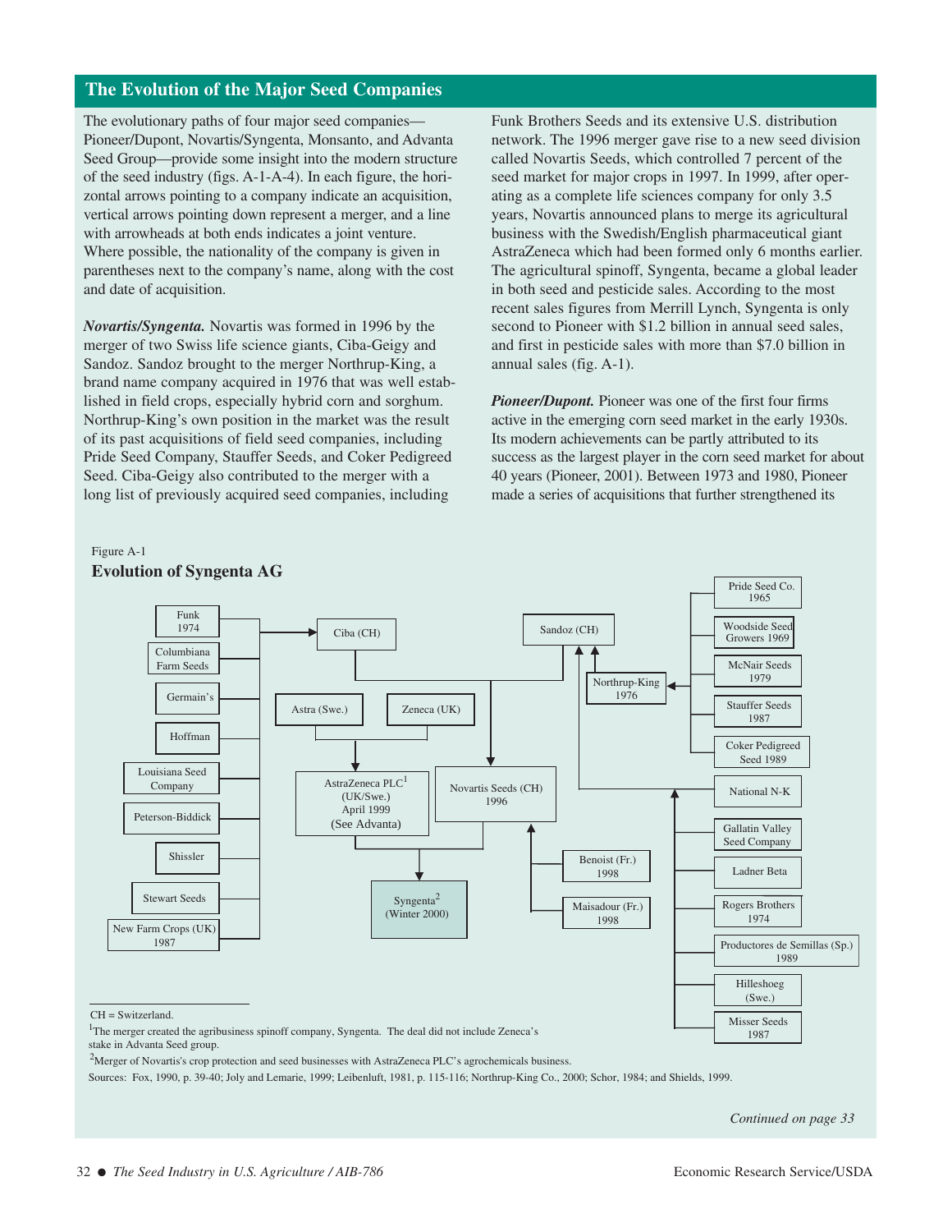## The Evolution of the Major Seed Companies

The evolutionary paths of four major seed companies—Pioneer/Dupont, Novartis/Syngenta, Monsanto, and Advanta Seed Group—provide some insight into the modern structure of the seed industry (figs. A-1-A-4). In each figure, the horizontal arrows pointing to a company indicate an acquisition, vertical arrows pointing down represent a merger, and a line with arrowheads at both ends indicates a joint venture. Where possible, the nationality of the company is given in parentheses next to the company's name, along with the cost and date of acquisition.

***Novartis/Syngenta.*** Novartis was formed in 1996 by the merger of two Swiss life science giants, Ciba-Geigy and Sandoz. Sandoz brought to the merger Northrup-King, a brand name company acquired in 1976 that was well established in field crops, especially hybrid corn and sorghum. Northrup-King's own position in the market was the result of its past acquisitions of field seed companies, including Pride Seed Company, Stauffer Seeds, and Coker Pedigreed Seed. Ciba-Geigy also contributed to the merger with a long list of previously acquired seed companies, including Funk Brothers Seeds and its extensive U.S. distribution network. The 1996 merger gave rise to a new seed division called Novartis Seeds, which controlled 7 percent of the seed market for major crops in 1997. In 1999, after operating as a complete life sciences company for only 3.5 years, Novartis announced plans to merge its agricultural business with the Swedish/English pharmaceutical giant AstraZeneca which had been formed only 6 months earlier. The agricultural spinoff, Syngenta, became a global leader in both seed and pesticide sales. According to the most recent sales figures from Merrill Lynch, Syngenta is only second to Pioneer with $1.2 billion in annual seed sales, and first in pesticide sales with more than $7.0 billion in annual sales (fig. A-1).

***Pioneer/Dupont.*** Pioneer was one of the first four firms active in the emerging corn seed market in the early 1930s. Its modern achievements can be partly attributed to its success as the largest player in the corn seed market for about 40 years (Pioneer, 2001). Between 1973 and 1980, Pioneer made a series of acquisitions that further strengthened its

Figure A-1
**Evolution of Syngenta AG**

CH = Switzerland.

[1]The merger created the agribusiness spinoff company, Syngenta. The deal did not include Zeneca's stake in Advanta Seed group.

[2]Merger of Novartis's crop protection and seed businesses with AstraZeneca PLC's agrochemicals business.

Sources: Fox, 1990, p. 39-40; Joly and Lemarie, 1999; Leibenluft, 1981, p. 115-116; Northrup-King Co., 2000; Schor, 1984; and Shields, 1999.

*Continued on page 33*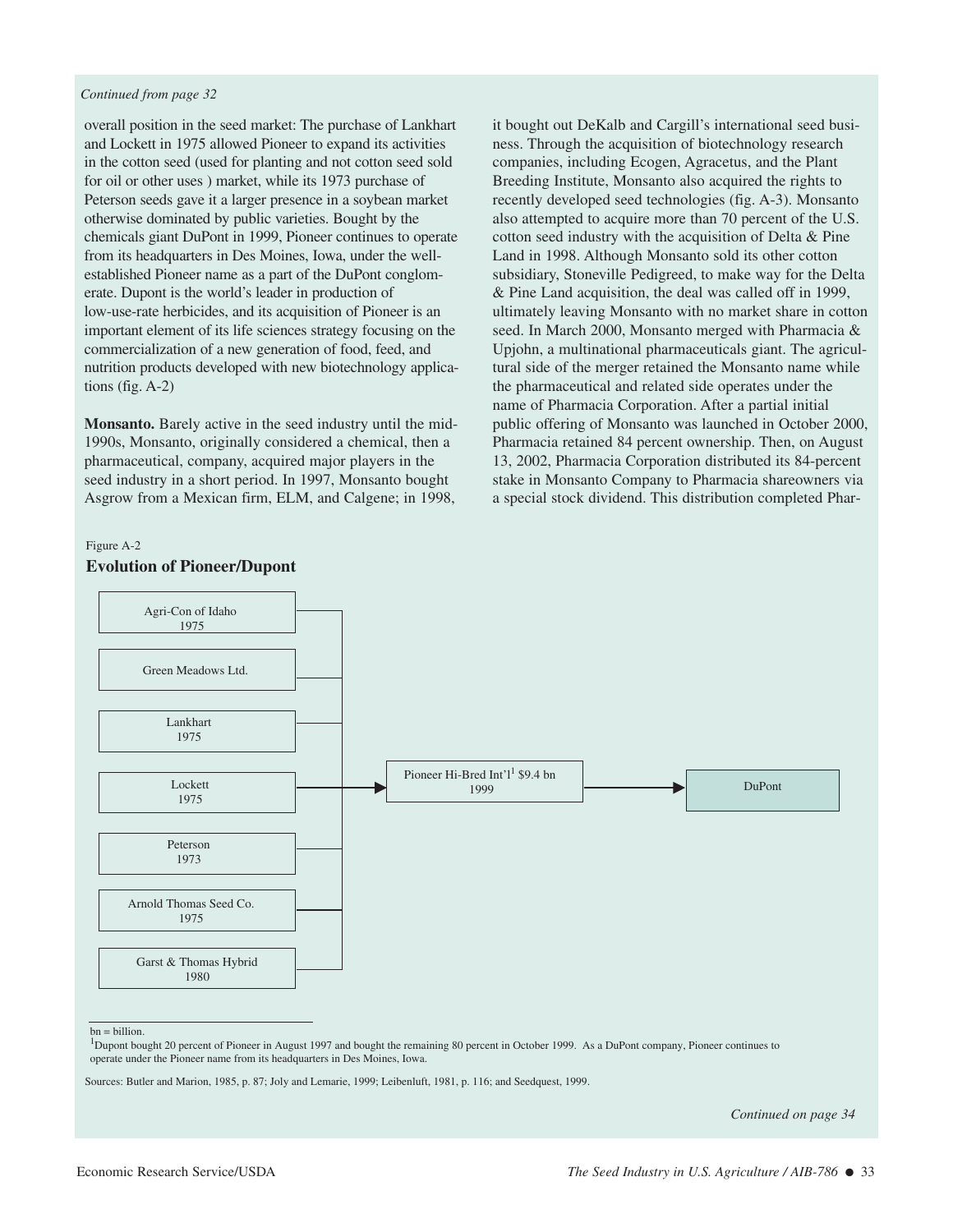*Continued from page 32*

overall position in the seed market: The purchase of Lankhart and Lockett in 1975 allowed Pioneer to expand its activities in the cotton seed (used for planting and not cotton seed sold for oil or other uses ) market, while its 1973 purchase of Peterson seeds gave it a larger presence in a soybean market otherwise dominated by public varieties. Bought by the chemicals giant DuPont in 1999, Pioneer continues to operate from its headquarters in Des Moines, Iowa, under the well-established Pioneer name as a part of the DuPont conglomerate. Dupont is the world's leader in production of low-use-rate herbicides, and its acquisition of Pioneer is an important element of its life sciences strategy focusing on the commercialization of a new generation of food, feed, and nutrition products developed with new biotechnology applications (fig. A-2)

**Monsanto.** Barely active in the seed industry until the mid-1990s, Monsanto, originally considered a chemical, then a pharmaceutical, company, acquired major players in the seed industry in a short period. In 1997, Monsanto bought Asgrow from a Mexican firm, ELM, and Calgene; in 1998, it bought out DeKalb and Cargill's international seed business. Through the acquisition of biotechnology research companies, including Ecogen, Agracetus, and the Plant Breeding Institute, Monsanto also acquired the rights to recently developed seed technologies (fig. A-3). Monsanto also attempted to acquire more than 70 percent of the U.S. cotton seed industry with the acquisition of Delta & Pine Land in 1998. Although Monsanto sold its other cotton subsidiary, Stoneville Pedigreed, to make way for the Delta & Pine Land acquisition, the deal was called off in 1999, ultimately leaving Monsanto with no market share in cotton seed. In March 2000, Monsanto merged with Pharmacia & Upjohn, a multinational pharmaceuticals giant. The agricultural side of the merger retained the Monsanto name while the pharmaceutical and related side operates under the name of Pharmacia Corporation. After a partial initial public offering of Monsanto was launched in October 2000, Pharmacia retained 84 percent ownership. Then, on August 13, 2002, Pharmacia Corporation distributed its 84-percent stake in Monsanto Company to Pharmacia shareowners via a special stock dividend. This distribution completed Phar-

Figure A-2

**Evolution of Pioneer/Dupont**

- Agri-Con of Idaho 1975
- Green Meadows Ltd.
- Lankhart 1975
- Lockett 1975
- Peterson 1973
- Arnold Thomas Seed Co. 1975
- Garst & Thomas Hybrid 1980

→ Pioneer Hi-Bred Int'l[1] $9.4 bn 1999 → DuPont

bn = billion.

[1]Dupont bought 20 percent of Pioneer in August 1997 and bought the remaining 80 percent in October 1999. As a DuPont company, Pioneer continues to operate under the Pioneer name from its headquarters in Des Moines, Iowa.

Sources: Butler and Marion, 1985, p. 87; Joly and Lemarie, 1999; Leibenluft, 1981, p. 116; and Seedquest, 1999.

*Continued on page 34*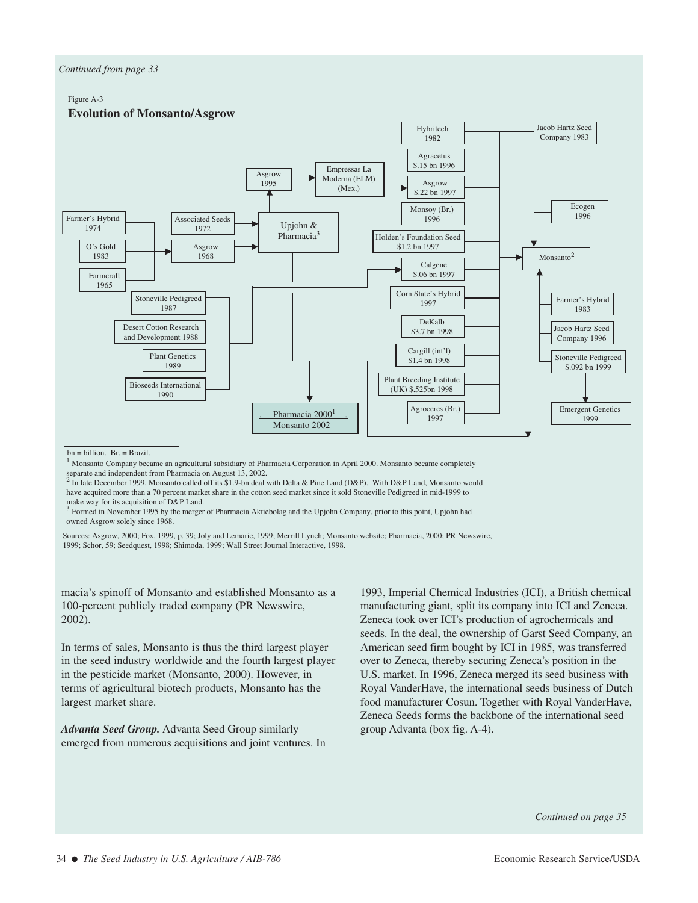*Continued from page 33*

Figure A-3

**Evolution of Monsanto/Asgrow**

Hybritech 1982

Agracetus $.15 bn 1996

Asgrow $.22 bn 1997

Monsoy (Br.) 1996

Holden's Foundation Seed $1.2 bn 1997

Calgene $.06 bn 1997

Corn State's Hybrid 1997

DeKalb $3.7 bn 1998

Cargill (int'l) $1.4 bn 1998

Plant Breeding Institute (UK) $.525bn 1998

Agroceres (Br.) 1997

Jacob Hartz Seed Company 1983

Ecogen 1996

Monsanto[2]

Farmer's Hybrid 1983

Jacob Hartz Seed Company 1996

Stoneville Pedigreed $.092 bn 1999

Emergent Genetics 1999

Asgrow 1995

Empressas La Moderna (ELM) (Mex.)

Farmer's Hybrid 1974

O's Gold 1983

Farmcraft 1965

Associated Seeds 1972

Asgrow 1968

Upjohn & Pharmacia[3]

Stoneville Pedigreed 1987

Desert Cotton Research and Development 1988

Plant Genetics 1989

Bioseeds International 1990

Pharmacia 2000[1]
Monsanto 2002

bn = billion. Br. = Brazil.

[1] Monsanto Company became an agricultural subsidiary of Pharmacia Corporation in April 2000. Monsanto became completely separate and independent from Pharmacia on August 13, 2002.

[2] In late December 1999, Monsanto called off its $1.9-bn deal with Delta & Pine Land (D&P). With D&P Land, Monsanto would have acquired more than a 70 percent market share in the cotton seed market since it sold Stoneville Pedigreed in mid-1999 to make way for its acquisition of D&P Land.

[3] Formed in November 1995 by the merger of Pharmacia Aktiebolag and the Upjohn Company, prior to this point, Upjohn had owned Asgrow solely since 1968.

Sources: Asgrow, 2000; Fox, 1999, p. 39; Joly and Lemarie, 1999; Merrill Lynch; Monsanto website; Pharmacia, 2000; PR Newswire, 1999; Schor, 59; Seedquest, 1998; Shimoda, 1999; Wall Street Journal Interactive, 1998.

macia's spinoff of Monsanto and established Monsanto as a 100-percent publicly traded company (PR Newswire, 2002).

In terms of sales, Monsanto is thus the third largest player in the seed industry worldwide and the fourth largest player in the pesticide market (Monsanto, 2000). However, in terms of agricultural biotech products, Monsanto has the largest market share.

***Advanta Seed Group.*** Advanta Seed Group similarly emerged from numerous acquisitions and joint ventures. In 1993, Imperial Chemical Industries (ICI), a British chemical manufacturing giant, split its company into ICI and Zeneca. Zeneca took over ICI's production of agrochemicals and seeds. In the deal, the ownership of Garst Seed Company, an American seed firm bought by ICI in 1985, was transferred over to Zeneca, thereby securing Zeneca's position in the U.S. market. In 1996, Zeneca merged its seed business with Royal VanderHave, the international seeds business of Dutch food manufacturer Cosun. Together with Royal VanderHave, Zeneca Seeds forms the backbone of the international seed group Advanta (box fig. A-4).

*Continued on page 35*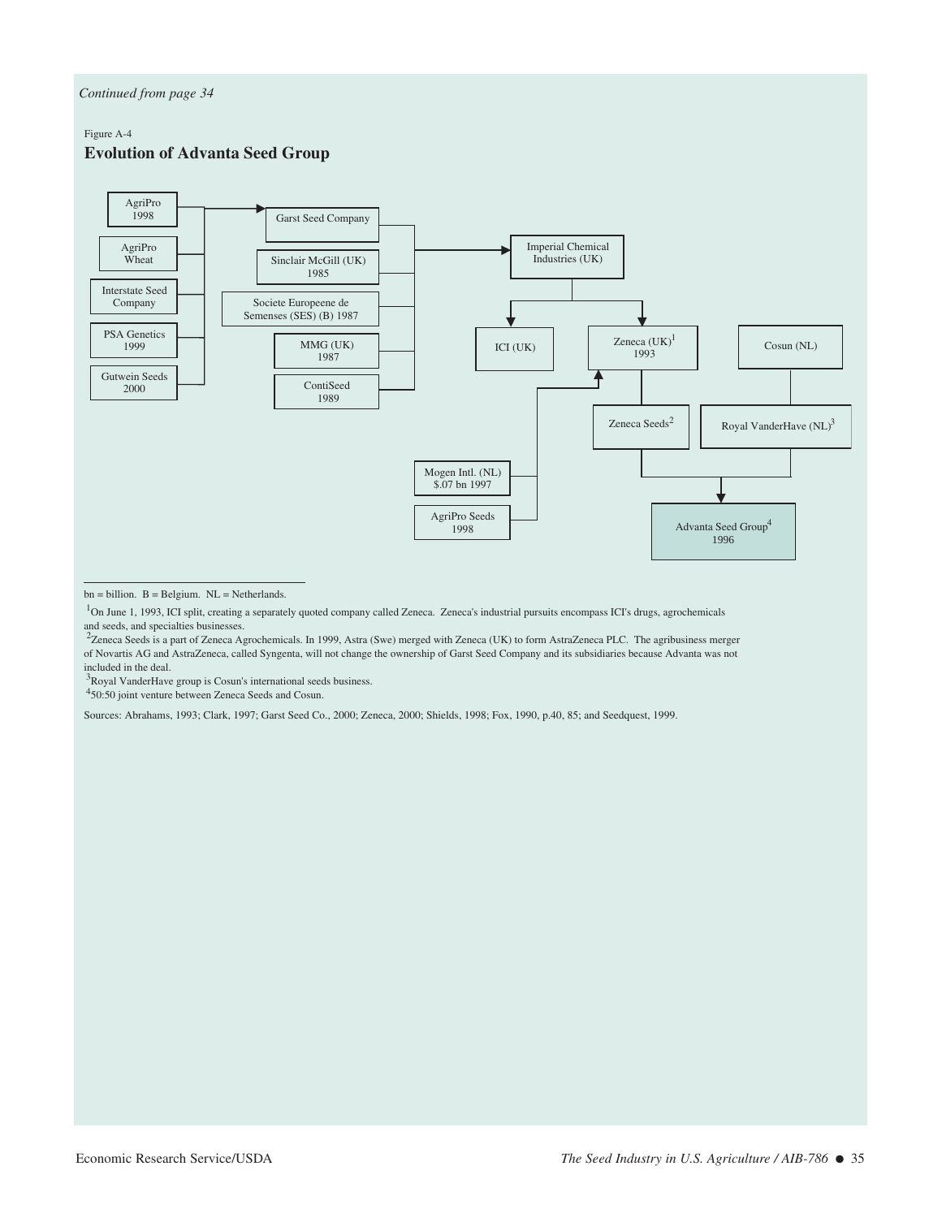*Continued from page 34*

Figure A-4

**Evolution of Advanta Seed Group**

AgriPro 1998

AgriPro Wheat

Interstate Seed Company

PSA Genetics 1999

Gutwein Seeds 2000

Garst Seed Company

Sinclair McGill (UK) 1985

Societe Europeene de Semenses (SES) (B) 1987

MMG (UK) 1987

ContiSeed 1989

Imperial Chemical Industries (UK)

ICI (UK)

Zeneca (UK)[1] 1993

Cosun (NL)

Zeneca Seeds[2]

Royal VanderHave (NL)[3]

Mogen Intl. (NL) $.07 bn 1997

AgriPro Seeds 1998

Advanta Seed Group[4] 1996

bn = billion. B = Belgium. NL = Netherlands.

[1]On June 1, 1993, ICI split, creating a separately quoted company called Zeneca. Zeneca's industrial pursuits encompass ICI's drugs, agrochemicals and seeds, and specialties businesses.

[2]Zeneca Seeds is a part of Zeneca Agrochemicals. In 1999, Astra (Swe) merged with Zeneca (UK) to form AstraZeneca PLC. The agribusiness merger of Novartis AG and AstraZeneca, called Syngenta, will not change the ownership of Garst Seed Company and its subsidiaries because Advanta was not included in the deal.

[3]Royal VanderHave group is Cosun's international seeds business.

[4]50:50 joint venture between Zeneca Seeds and Cosun.

Sources: Abrahams, 1993; Clark, 1997; Garst Seed Co., 2000; Zeneca, 2000; Shields, 1998; Fox, 1990, p.40, 85; and Seedquest, 1999.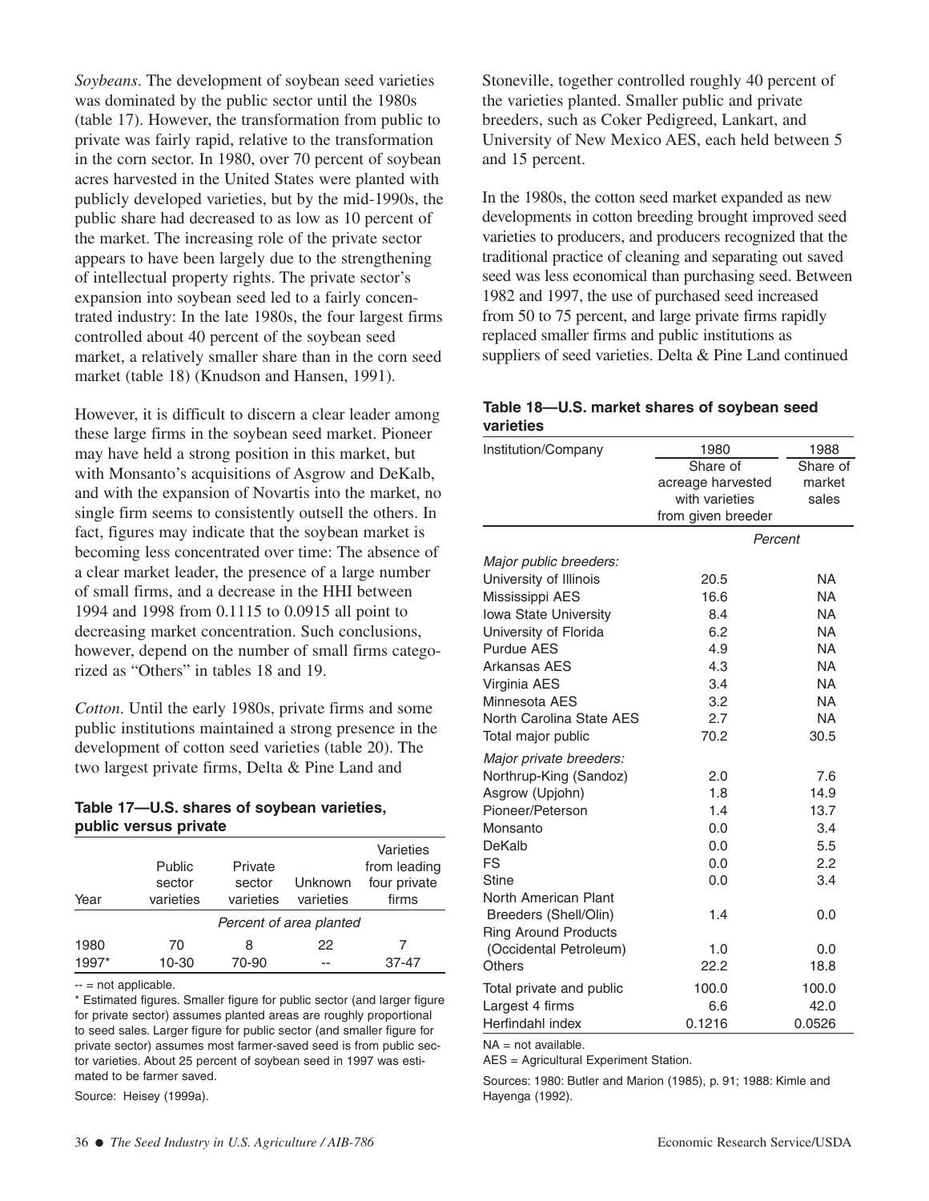*Soybeans*. The development of soybean seed varieties was dominated by the public sector until the 1980s (table 17). However, the transformation from public to private was fairly rapid, relative to the transformation in the corn sector. In 1980, over 70 percent of soybean acres harvested in the United States were planted with publicly developed varieties, but by the mid-1990s, the public share had decreased to as low as 10 percent of the market. The increasing role of the private sector appears to have been largely due to the strengthening of intellectual property rights. The private sector's expansion into soybean seed led to a fairly concentrated industry: In the late 1980s, the four largest firms controlled about 40 percent of the soybean seed market, a relatively smaller share than in the corn seed market (table 18) (Knudson and Hansen, 1991).

However, it is difficult to discern a clear leader among these large firms in the soybean seed market. Pioneer may have held a strong position in this market, but with Monsanto's acquisitions of Asgrow and DeKalb, and with the expansion of Novartis into the market, no single firm seems to consistently outsell the others. In fact, figures may indicate that the soybean market is becoming less concentrated over time: The absence of a clear market leader, the presence of a large number of small firms, and a decrease in the HHI between 1994 and 1998 from 0.1115 to 0.0915 all point to decreasing market concentration. Such conclusions, however, depend on the number of small firms categorized as "Others" in tables 18 and 19.

*Cotton*. Until the early 1980s, private firms and some public institutions maintained a strong presence in the development of cotton seed varieties (table 20). The two largest private firms, Delta & Pine Land and Stoneville, together controlled roughly 40 percent of the varieties planted. Smaller public and private breeders, such as Coker Pedigreed, Lankart, and University of New Mexico AES, each held between 5 and 15 percent.

In the 1980s, the cotton seed market expanded as new developments in cotton breeding brought improved seed varieties to producers, and producers recognized that the traditional practice of cleaning and separating out saved seed was less economical than purchasing seed. Between 1982 and 1997, the use of purchased seed increased from 50 to 75 percent, and large private firms rapidly replaced smaller firms and public institutions as suppliers of seed varieties. Delta & Pine Land continued

**Table 17—U.S. shares of soybean varieties, public versus private**

| Year | Public sector varieties | Private sector varieties | Unknown varieties | Varieties from leading four private firms |
|---|---|---|---|---|
| | *Percent of area planted* | | | |
| 1980 | 70 | 8 | 22 | 7 |
| 1997* | 10-30 | 70-90 | -- | 37-47 |

-- = not applicable.

\* Estimated figures. Smaller figure for public sector (and larger figure for private sector) assumes planted areas are roughly proportional to seed sales. Larger figure for public sector (and smaller figure for private sector) assumes most farmer-saved seed is from public sector varieties. About 25 percent of soybean seed in 1997 was estimated to be farmer saved.

Source: Heisey (1999a).

**Table 18—U.S. market shares of soybean seed varieties**

| Institution/Company | 1980 | 1988 |
|---|---|---|
| | Share of acreage harvested with varieties from given breeder | Share of market sales |
| | *Percent* | |
| *Major public breeders:* | | |
| University of Illinois | 20.5 | NA |
| Mississippi AES | 16.6 | NA |
| Iowa State University | 8.4 | NA |
| University of Florida | 6.2 | NA |
| Purdue AES | 4.9 | NA |
| Arkansas AES | 4.3 | NA |
| Virginia AES | 3.4 | NA |
| Minnesota AES | 3.2 | NA |
| North Carolina State AES | 2.7 | NA |
| Total major public | 70.2 | 30.5 |
| *Major private breeders:* | | |
| Northrup-King (Sandoz) | 2.0 | 7.6 |
| Asgrow (Upjohn) | 1.8 | 14.9 |
| Pioneer/Peterson | 1.4 | 13.7 |
| Monsanto | 0.0 | 3.4 |
| DeKalb | 0.0 | 5.5 |
| FS | 0.0 | 2.2 |
| Stine | 0.0 | 3.4 |
| North American Plant Breeders (Shell/Olin) | 1.4 | 0.0 |
| Ring Around Products (Occidental Petroleum) | 1.0 | 0.0 |
| Others | 22.2 | 18.8 |
| Total private and public | 100.0 | 100.0 |
| Largest 4 firms | 6.6 | 42.0 |
| Herfindahl index | 0.1216 | 0.0526 |

NA = not available.

AES = Agricultural Experiment Station.

Sources: 1980: Butler and Marion (1985), p. 91; 1988: Kimle and Hayenga (1992).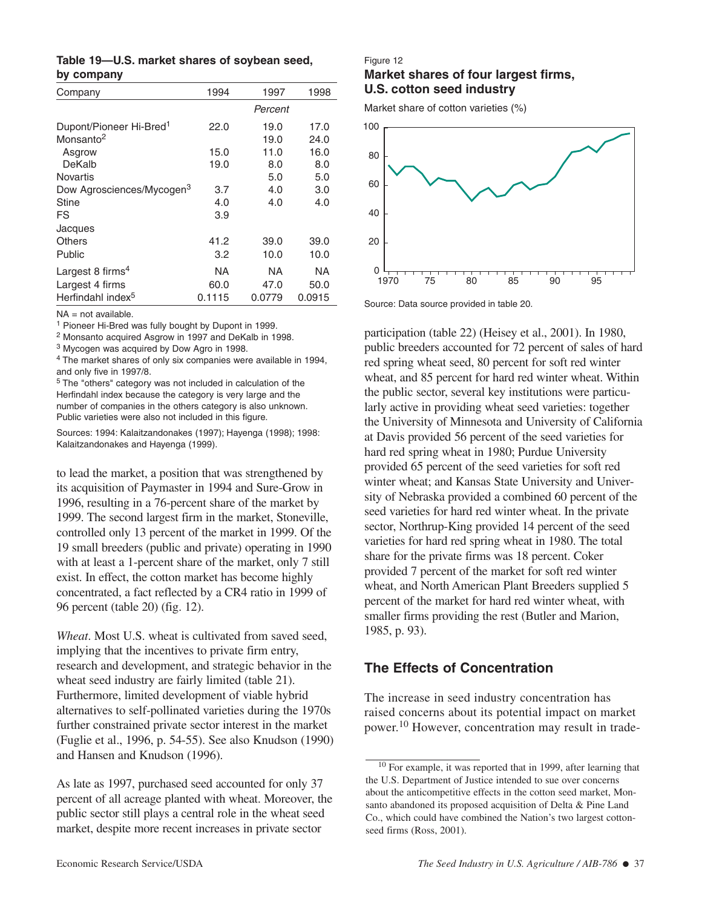**Table 19—U.S. market shares of soybean seed, by company**

| Company | 1994 | 1997 | 1998 |
|---|---|---|---|
| | | *Percent* | |
| Dupont/Pioneer Hi-Bred[1] | 22.0 | 19.0 | 17.0 |
| Monsanto[2] | | 19.0 | 24.0 |
| Asgrow | 15.0 | 11.0 | 16.0 |
| DeKalb | 19.0 | 8.0 | 8.0 |
| Novartis | | 5.0 | 5.0 |
| Dow Agrosciences/Mycogen[3] | 3.7 | 4.0 | 3.0 |
| Stine | 4.0 | 4.0 | 4.0 |
| FS | 3.9 | | |
| Jacques | | | |
| Others | 41.2 | 39.0 | 39.0 |
| Public | 3.2 | 10.0 | 10.0 |
| Largest 8 firms[4] | NA | NA | NA |
| Largest 4 firms | 60.0 | 47.0 | 50.0 |
| Herfindahl index[5] | 0.1115 | 0.0779 | 0.0915 |

NA = not available.

[1] Pioneer Hi-Bred was fully bought by Dupont in 1999.

[2] Monsanto acquired Asgrow in 1997 and DeKalb in 1998.

[3] Mycogen was acquired by Dow Agro in 1998.

[4] The market shares of only six companies were available in 1994, and only five in 1997/8.

[5] The "others" category was not included in calculation of the Herfindahl index because the category is very large and the number of companies in the others category is also unknown. Public varieties were also not included in this figure.

Sources: 1994: Kalaitzandonakes (1997); Hayenga (1998); 1998: Kalaitzandonakes and Hayenga (1999).

to lead the market, a position that was strengthened by its acquisition of Paymaster in 1994 and Sure-Grow in 1996, resulting in a 76-percent share of the market by 1999. The second largest firm in the market, Stoneville, controlled only 13 percent of the market in 1999. Of the 19 small breeders (public and private) operating in 1990 with at least a 1-percent share of the market, only 7 still exist. In effect, the cotton market has become highly concentrated, a fact reflected by a CR4 ratio in 1999 of 96 percent (table 20) (fig. 12).

*Wheat*. Most U.S. wheat is cultivated from saved seed, implying that the incentives to private firm entry, research and development, and strategic behavior in the wheat seed industry are fairly limited (table 21). Furthermore, limited development of viable hybrid alternatives to self-pollinated varieties during the 1970s further constrained private sector interest in the market (Fuglie et al., 1996, p. 54-55). See also Knudson (1990) and Hansen and Knudson (1996).

As late as 1997, purchased seed accounted for only 37 percent of all acreage planted with wheat. Moreover, the public sector still plays a central role in the wheat seed market, despite more recent increases in private sector

Figure 12
**Market shares of four largest firms, U.S. cotton seed industry**

Source: Data source provided in table 20.

participation (table 22) (Heisey et al., 2001). In 1980, public breeders accounted for 72 percent of sales of hard red spring wheat seed, 80 percent for soft red winter wheat, and 85 percent for hard red winter wheat. Within the public sector, several key institutions were particularly active in providing wheat seed varieties: together the University of Minnesota and University of California at Davis provided 56 percent of the seed varieties for hard red spring wheat in 1980; Purdue University provided 65 percent of the seed varieties for soft red winter wheat; and Kansas State University and University of Nebraska provided a combined 60 percent of the seed varieties for hard red winter wheat. In the private sector, Northrup-King provided 14 percent of the seed varieties for hard red spring wheat in 1980. The total share for the private firms was 18 percent. Coker provided 7 percent of the market for soft red winter wheat, and North American Plant Breeders supplied 5 percent of the market for hard red winter wheat, with smaller firms providing the rest (Butler and Marion, 1985, p. 93).

## The Effects of Concentration

The increase in seed industry concentration has raised concerns about its potential impact on market power.[10] However, concentration may result in trade-

[10] For example, it was reported that in 1999, after learning that the U.S. Department of Justice intended to sue over concerns about the anticompetitive effects in the cotton seed market, Monsanto abandoned its proposed acquisition of Delta & Pine Land Co., which could have combined the Nation's two largest cottonseed firms (Ross, 2001).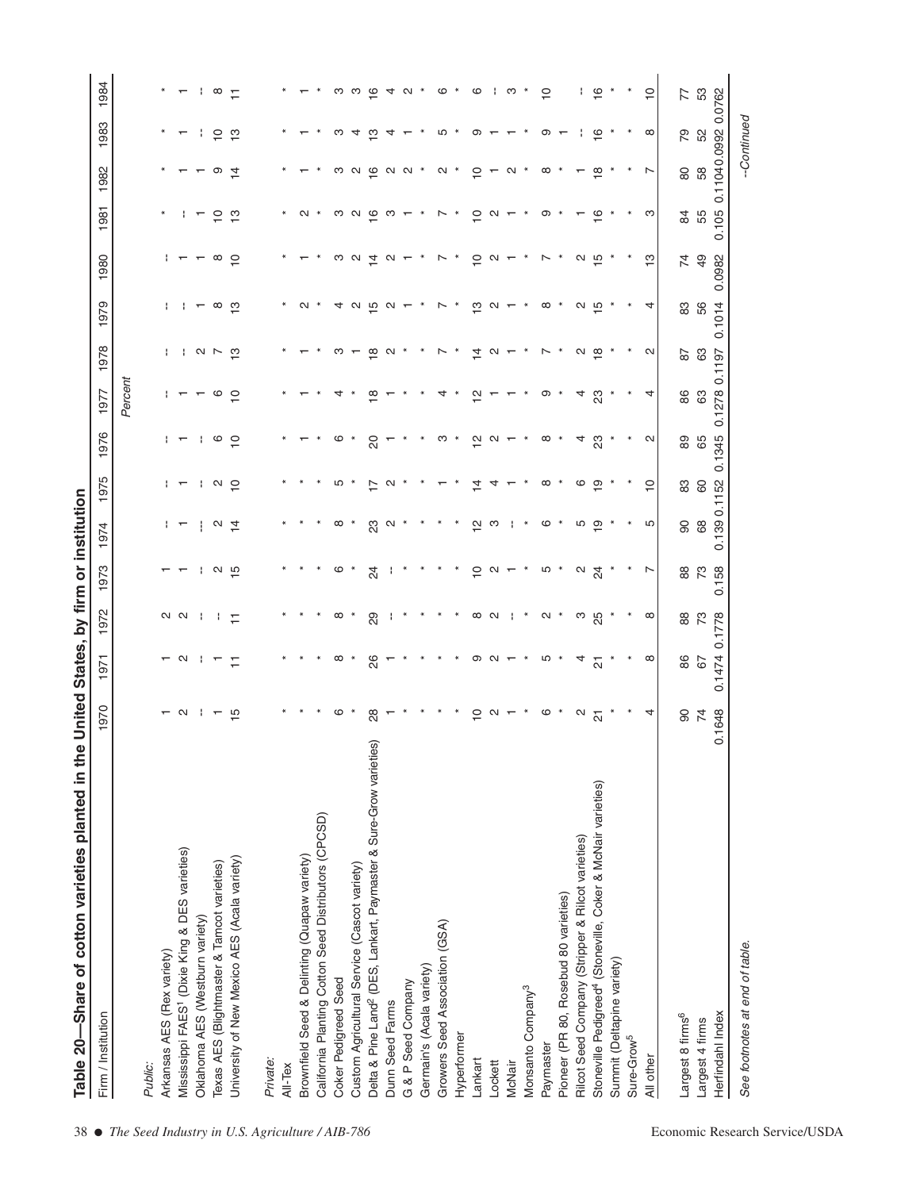## Table 20—Share of cotton varieties planted in the United States, by firm or institution

| Firm / Institution | 1970 | 1971 | 1972 | 1973 | 1974 | 1975 | 1976 | 1977 | 1978 | 1979 | 1980 | 1981 | 1982 | 1983 | 1984 |
|---|---|---|---|---|---|---|---|---|---|---|---|---|---|---|---|
| | | | | | | | | Percent | | | | | | | |
| *Public:* | | | | | | | | | | | | | | | |
| Arkansas AES (Rex variety) | 1 | 1 | 2 | 1 | -- | -- | -- | -- | -- | -- | -- | * | * | * | * |
| Mississippi FAES[1] (Dixie King & DES varieties) | 2 | 2 | 2 | 1 | 1 | 1 | 1 | 1 | -- | -- | 1 | -- | 1 | 1 | 1 |
| Oklahoma AES (Westburn variety) | -- | -- | -- | -- | -- | -- | -- | 1 | 2 | 1 | 1 | 1 | 1 | -- | -- |
| Texas AES (Blightmaster & Tamcot varieties) | 1 | 1 | -- | 2 | 2 | 2 | 6 | 6 | 7 | 8 | 8 | 10 | 9 | 10 | 8 |
| University of New Mexico AES (Acala variety) | 15 | 11 | 11 | 15 | 14 | 10 | 10 | 10 | 13 | 13 | 10 | 13 | 14 | 13 | 11 |
| *Private:* | | | | | | | | | | | | | | | |
| All-Tex | * | * | * | * | * | * | * | * | * | * | * | * | * | * | * |
| Brownfield Seed & Delinting (Quapaw variety) | * | * | * | * | * | * | 1 | 1 | 1 | 2 | 1 | 2 | 1 | 1 | 1 |
| California Planting Cotton Seed Distributors (CPCSD) | * | * | * | * | * | * | * | * | * | * | * | * | * | * | * |
| Coker Pedigreed Seed | 6 | 8 | 8 | 6 | 8 | 5 | 6 | 4 | 3 | 4 | 3 | 3 | 3 | 3 | 3 |
| Custom Agricultural Service (Cascot variety) | * | * | * | * | * | * | * | * | 1 | 2 | 2 | 2 | 2 | 4 | 3 |
| Delta & Pine Land[2] (DES, Lankart, Paymaster & Sure-Grow varieties) | 28 | 26 | 29 | 24 | 23 | 17 | 20 | 18 | 18 | 15 | 14 | 16 | 16 | 13 | 16 |
| Dunn Seed Farms | 1 | 1 | -- | -- | 2 | 2 | 1 | 1 | 2 | 2 | 2 | 3 | 2 | 4 | 4 |
| G & P Seed Company | * | * | * | * | * | * | * | * | * | 1 | 1 | 1 | 2 | 1 | 2 |
| Germain's (Acala variety) | * | * | * | * | * | * | * | * | * | * | * | * | * | * | * |
| Growers Seed Association (GSA) | * | * | * | * | * | 1 | 3 | 4 | 7 | 7 | 7 | 7 | 2 | 5 | 6 |
| Hyperformer | * | * | * | * | * | * | * | * | * | * | * | * | * | * | * |
| Lankart | 10 | 9 | 8 | 10 | 12 | 14 | 12 | 12 | 14 | 13 | 10 | 10 | 10 | 9 | 6 |
| Lockett | 2 | 2 | 2 | 2 | 3 | 4 | 2 | 1 | 2 | 2 | 2 | 2 | 1 | 1 | -- |
| McNair | 1 | 1 | -- | 1 | -- | 1 | 1 | 1 | 1 | 1 | 1 | 1 | 2 | 1 | 3 |
| Monsanto Company[3] | * | * | * | * | * | * | * | * | * | * | * | * | * | * | * |
| Paymaster | 6 | 5 | 2 | 5 | 6 | 8 | 8 | 9 | 7 | 8 | 7 | 9 | 8 | 9 | 10 |
| Pioneer (PR 80, Rosebud 80 varieties) | * | * | * | * | * | * | * | * | * | * | * | * | * | 1 | |
| Rilcot Seed Company (Stripper & Rilcot varieties) | 2 | 4 | 3 | 2 | 5 | 6 | 4 | 4 | 2 | 2 | 2 | 1 | 1 | -- | -- |
| Stoneville Pedigreed[4] (Stoneville, Coker & McNair varieties) | 21 | 21 | 25 | 24 | 19 | 19 | 23 | 23 | 18 | 15 | 15 | 16 | 18 | 16 | 16 |
| Summit (Deltapine variety) | * | * | * | * | * | * | * | * | * | * | * | * | * | * | * |
| Sure-Grow[5] | * | * | * | * | * | * | * | * | * | * | * | * | * | * | * |
| All other | 4 | 8 | 8 | 7 | 5 | 10 | 2 | 4 | 2 | 4 | 13 | 3 | 7 | 8 | 10 |
| Largest 8 firms[6] | 90 | 86 | 88 | 88 | 90 | 83 | 89 | 86 | 87 | 83 | 74 | 84 | 80 | 79 | 77 |
| Largest 4 firms | 74 | 67 | 73 | 73 | 68 | 60 | 65 | 63 | 63 | 56 | 49 | 55 | 58 | 52 | 53 |
| Herfindahl Index | 0.1648 | 0.1474 | 0.1778 | 0.158 | 0.139 | 0.1152 | 0.1345 | 0.1278 | 0.1197 | 0.1014 | 0.0982 | 0.105 | 0.1104 | 0.0992 | 0.0762 |

*See footnotes at end of table.*

--Continued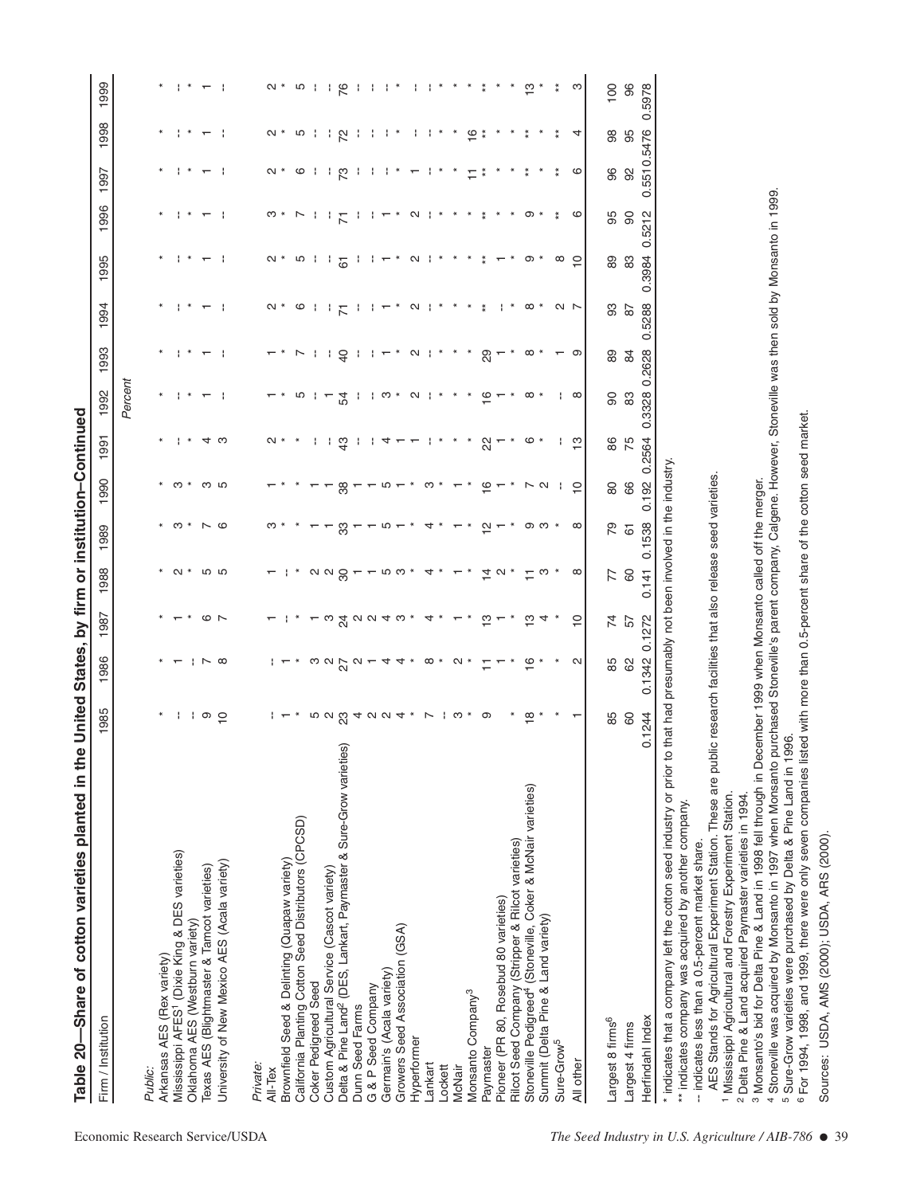## Table 20—Share of cotton varieties planted in the United States, by firm or institution–Continued

| Firm / Institution | 1985 | 1986 | 1987 | 1988 | 1989 | 1990 | 1991 | 1992 | 1993 | 1994 | 1995 | 1996 | 1997 | 1998 | 1999 |
|---|---|---|---|---|---|---|---|---|---|---|---|---|---|---|---|
| | | | | | | | | *Percent* | | | | | | | |
| *Public:* | | | | | | | | | | | | | | | |
| Arkansas AES (Rex variety) | * | * | * | * | * | * | * | * | * | * | * | * | * | * | * |
| Mississippi AFES[1] (Dixie King & DES varieties) | -- | 1 | 1 | 2 | 3 | 3 | -- | -- | -- | -- | -- | -- | -- | -- | -- |
| Oklahoma AES (Westburn variety) | -- | -- | * | * | * | * | * | * | * | * | * | * | * | * | * |
| Texas AES (Blightmaster & Tamcot varieties) | 9 | 7 | 6 | 5 | 7 | 3 | 4 | 1 | 1 | 1 | 1 | 1 | 1 | 1 | 1 |
| University of New Mexico AES (Acala variety) | 10 | 8 | 7 | 5 | 6 | 5 | 3 | -- | -- | -- | -- | -- | -- | -- | -- |
| *Private:* | | | | | | | | | | | | | | | |
| All-Tex | -- | -- | 1 | 1 | 3 | 1 | 2 | 1 | 1 | 2 | 2 | 3 | 2 | 2 | 2 |
| Brownfield Seed & Delinting (Quapaw variety) | 1 | 1 | -- | -- | * | * | * | * | * | * | * | * | * | ** | * |
| California Planting Cotton Seed Distributors (CPCSD) | * | * | * | * | * | * | * | 5 | 7 | 6 | 5 | 7 | 6 | 5 | 5 |
| Coker Pedigreed Seed | 5 | 3 | 1 | 2 | 1 | 1 | -- | -- | -- | -- | -- | -- | -- | -- | -- |
| Custom Agricultural Service (Cascot variety) | 2 | 2 | 3 | 2 | 1 | 1 | -- | 1 | -- | -- | -- | -- | -- | -- | -- |
| Delta & Pine Land[2] (DES, Lankart, Paymaster & Sure-Grow varieties) | 23 | 27 | 24 | 30 | 33 | 38 | 43 | 54 | 40 | 71 | 61 | 71 | 73 | 72 | 76 |
| Dunn Seed Farms | 4 | 2 | 2 | 1 | 1 | 1 | -- | -- | -- | -- | -- | -- | -- | -- | -- |
| G & P Seed Company | 2 | 1 | 2 | 1 | 1 | 1 | -- | -- | -- | -- | -- | -- | -- | -- | -- |
| Germain's (Acala variety) | 2 | 4 | 4 | 5 | 5 | 5 | 4 | 3 | 1 | 1 | 1 | 1 | -- | -- | -- |
| Growers Seed Association (GSA) | 4 | 4 | 3 | 3 | 1 | 1 | 1 | * | * | * | * | * | * | * | * |
| Hyperformer | * | * | * | * | * | * | 1 | 2 | 2 | 2 | 2 | 2 | 1 | -- | -- |
| Lankart | 7 | 8 | 4 | 4 | 4 | 3 | -- | -- | -- | -- | -- | -- | -- | -- | -- |
| Lockett | -- | * | * | * | * | * | * | * | * | * | * | * | * | * | * |
| McNair | 3 | 2 | 1 | 1 | 1 | 1 | * | * | * | * | * | * | * | * | * |
| Monsanto Company[3] | * | * | * | * | * | * | * | * | * | * | * | * | 11 | 16 | * |
| Paymaster | 9 | 11 | 13 | 14 | 12 | 16 | 22 | 16 | 29 | ** | ** | ** | ** | ** | ** |
| Pioneer (PR 80, Rosebud 80 varieties) | -- | 1 | 1 | 2 | 1 | 1 | 1 | 1 | 1 | -- | 1 | * | * | * | * |
| Rilcot Seed Company (Stripper & Rilcot varieties) | * | * | * | * | * | * | * | * | * | * | * | * | * | * | * |
| Stoneville Pedigreed[4] (Stoneville, Coker & McNair varieties) | 18 | 16 | 13 | 11 | 9 | 7 | 6 | 8 | 8 | 8 | 9 | 9 | ** | ** | 13 |
| Summit (Delta Pine & Land variety) | * | * | 4 | 3 | 3 | 2 | * | * | * | * | * | * | * | * | * |
| Sure-Grow[5] | * | * | * | * | * | -- | -- | -- | 1 | 2 | 8 | ** | ** | ** | ** |
| All other | 1 | 2 | 10 | 8 | 8 | 10 | 13 | 8 | 9 | 7 | 10 | 6 | 6 | 4 | 3 |
| Largest 8 firms[6] | 85 | 85 | 74 | 77 | 79 | 80 | 86 | 90 | 89 | 93 | 89 | 95 | 96 | 98 | 100 |
| Largest 4 firms | 60 | 62 | 57 | 60 | 61 | 66 | 75 | 83 | 84 | 87 | 83 | 90 | 92 | 95 | 96 |
| Herfindahl Index | 0.1244 | 0.1342 | 0.1272 | 0.141 | 0.1538 | 0.192 | 0.2564 | 0.3328 | 0.2628 | 0.5288 | 0.3984 | 0.5212 | 0.5510 | 0.5476 | 0.5978 |

* indicates that a company left the cotton seed industry or prior to that had presumably not been involved in the industry.

** indicates company was acquired by another company.

-- indicates less than a 0.5-percent market share.

AES Stands for Agricultural Experiment Station. These are public research facilities that also release seed varieties.

[1] Mississippi Agricultural and Forestry Experiment Station.

[2] Delta Pine & Land acquired Paymaster varieties in 1994.

[3] Monsanto's bid for Delta Pine & Land in 1998 fell through in December 1999 when Monsanto called off the merger.

[4] Stoneville was acquired by Monsanto in 1997 when Monsanto purchased Stoneville's parent company, Calgene. However, Stoneville was then sold by Monsanto in 1999.

[5] Sure-Grow varieties were purchased by Delta & Pine Land in 1996.

[6] For 1994, 1998, and 1999, there were only seven companies listed with more than 0.5-percent share of the cotton seed market.

Sources: USDA, AMS (2000); USDA, ARS (2000).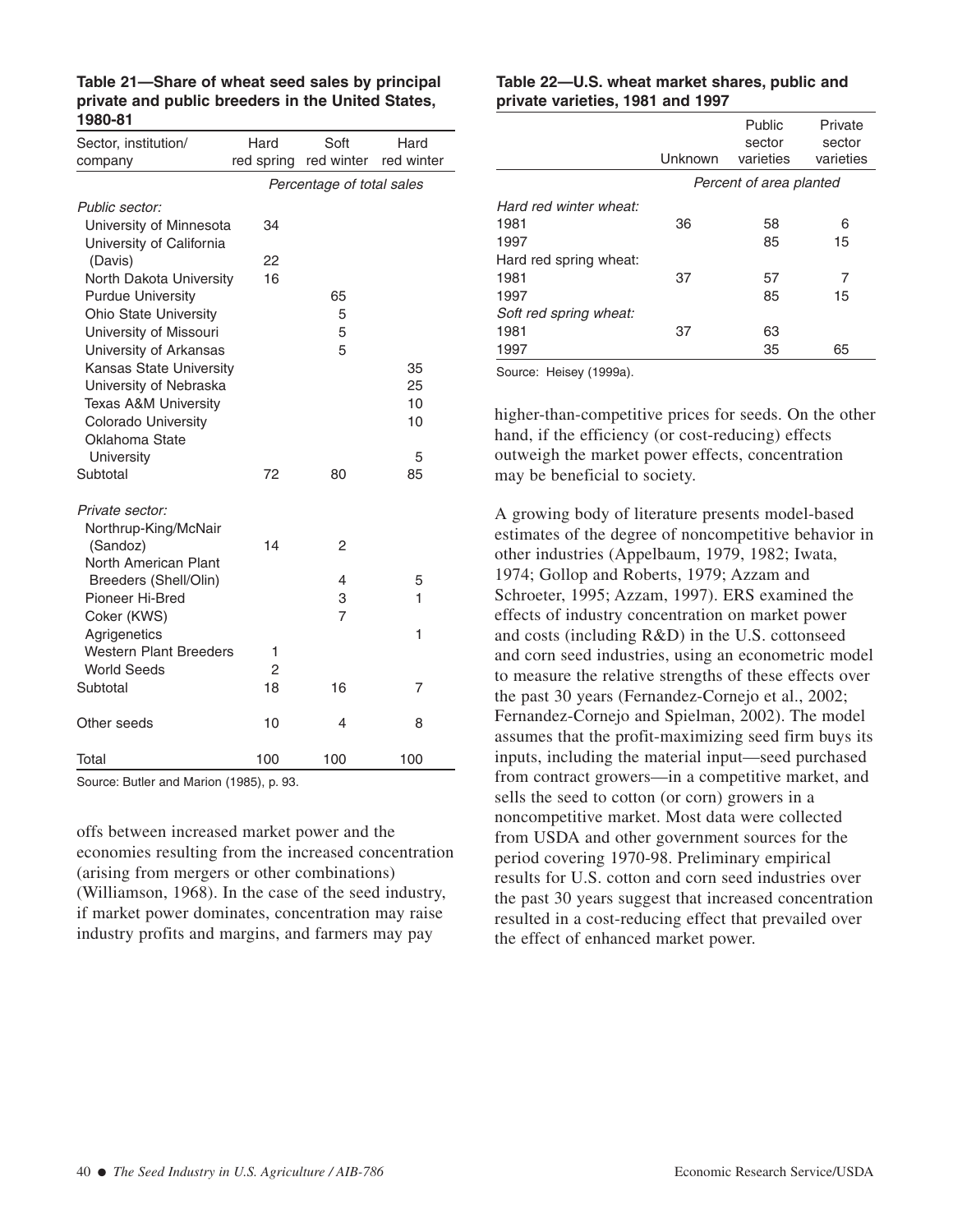**Table 21—Share of wheat seed sales by principal private and public breeders in the United States, 1980-81**

| Sector, institution/ company | Hard red spring | Soft red winter | Hard red winter |
|---|---|---|---|
| | *Percentage of total sales* | | |
| *Public sector:* | | | |
| University of Minnesota | 34 | | |
| University of California (Davis) | 22 | | |
| North Dakota University | 16 | | |
| Purdue University | | 65 | |
| Ohio State University | | 5 | |
| University of Missouri | | 5 | |
| University of Arkansas | | 5 | |
| Kansas State University | | | 35 |
| University of Nebraska | | | 25 |
| Texas A&M University | | | 10 |
| Colorado University | | | 10 |
| Oklahoma State University | | | 5 |
| Subtotal | 72 | 80 | 85 |
| *Private sector:* | | | |
| Northrup-King/McNair (Sandoz) | 14 | 2 | |
| North American Plant Breeders (Shell/Olin) | | 4 | 5 |
| Pioneer Hi-Bred | | 3 | 1 |
| Coker (KWS) | | 7 | |
| Agrigenetics | | | 1 |
| Western Plant Breeders | 1 | | |
| World Seeds | 2 | | |
| Subtotal | 18 | 16 | 7 |
| Other seeds | 10 | 4 | 8 |
| Total | 100 | 100 | 100 |

Source: Butler and Marion (1985), p. 93.

offs between increased market power and the economies resulting from the increased concentration (arising from mergers or other combinations) (Williamson, 1968). In the case of the seed industry, if market power dominates, concentration may raise industry profits and margins, and farmers may pay higher-than-competitive prices for seeds. On the other hand, if the efficiency (or cost-reducing) effects outweigh the market power effects, concentration may be beneficial to society.

**Table 22—U.S. wheat market shares, public and private varieties, 1981 and 1997**

| | Unknown | Public sector varieties | Private sector varieties |
|---|---|---|---|
| | *Percent of area planted* | | |
| *Hard red winter wheat:* | | | |
| 1981 | 36 | 58 | 6 |
| 1997 | | 85 | 15 |
| Hard red spring wheat: | | | |
| 1981 | 37 | 57 | 7 |
| 1997 | | 85 | 15 |
| *Soft red spring wheat:* | | | |
| 1981 | 37 | 63 | |
| 1997 | | 35 | 65 |

Source: Heisey (1999a).

A growing body of literature presents model-based estimates of the degree of noncompetitive behavior in other industries (Appelbaum, 1979, 1982; Iwata, 1974; Gollop and Roberts, 1979; Azzam and Schroeter, 1995; Azzam, 1997). ERS examined the effects of industry concentration on market power and costs (including R&D) in the U.S. cottonseed and corn seed industries, using an econometric model to measure the relative strengths of these effects over the past 30 years (Fernandez-Cornejo et al., 2002; Fernandez-Cornejo and Spielman, 2002). The model assumes that the profit-maximizing seed firm buys its inputs, including the material input—seed purchased from contract growers—in a competitive market, and sells the seed to cotton (or corn) growers in a noncompetitive market. Most data were collected from USDA and other government sources for the period covering 1970-98. Preliminary empirical results for U.S. cotton and corn seed industries over the past 30 years suggest that increased concentration resulted in a cost-reducing effect that prevailed over the effect of enhanced market power.